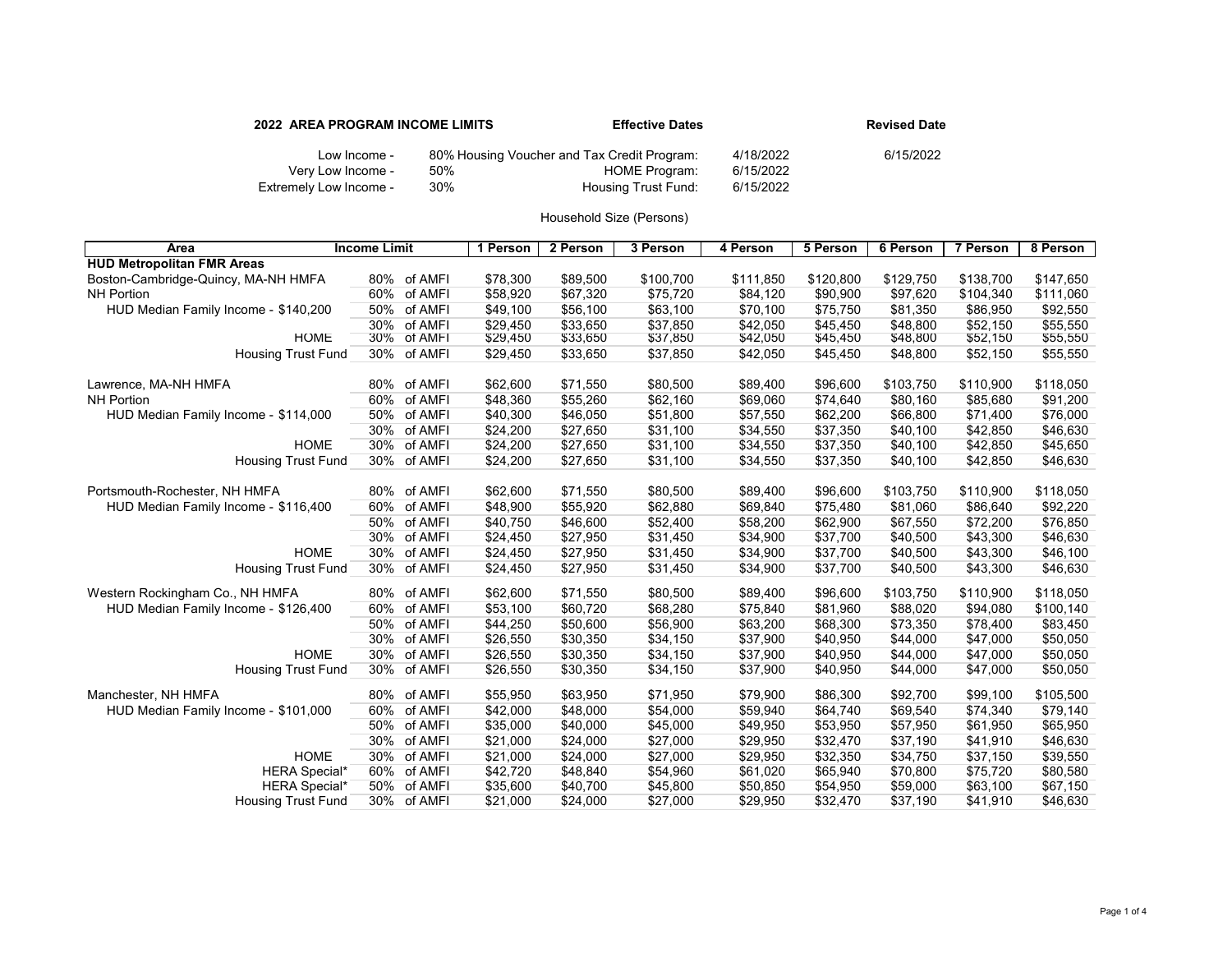**2022 AREA PROGRAM INCOME LIMITS** **Effective Dates** **Revised Date**

| | | | | |
|---|---|---|---|---|
| Low Income - | 80% Housing Voucher and Tax Credit Program: | | 4/18/2022 | 6/15/2022 |
| Very Low Income - | 50% | HOME Program: | 6/15/2022 | |
| Extremely Low Income - | 30% | Housing Trust Fund: | 6/15/2022 | |

Household Size (Persons)

| Area | Income Limit | 1 Person | 2 Person | 3 Person | 4 Person | 5 Person | 6 Person | 7 Person | 8 Person |
|---|---|---|---|---|---|---|---|---|---|
| **HUD Metropolitan FMR Areas** | | | | | | | | | |
| Boston-Cambridge-Quincy, MA-NH HMFA | 80% of AMFI | $78,300 | $89,500 | $100,700 | $111,850 | $120,800 | $129,750 | $138,700 | $147,650 |
| NH Portion | 60% of AMFI | $58,920 | $67,320 | $75,720 | $84,120 | $90,900 | $97,620 | $104,340 | $111,060 |
| HUD Median Family Income - $140,200 | 50% of AMFI | $49,100 | $56,100 | $63,100 | $70,100 | $75,750 | $81,350 | $86,950 | $92,550 |
| | 30% of AMFI | $29,450 | $33,650 | $37,850 | $42,050 | $45,450 | $48,800 | $52,150 | $55,550 |
| HOME | 30% of AMFI | $29,450 | $33,650 | $37,850 | $42,050 | $45,450 | $48,800 | $52,150 | $55,550 |
| Housing Trust Fund | 30% of AMFI | $29,450 | $33,650 | $37,850 | $42,050 | $45,450 | $48,800 | $52,150 | $55,550 |
| | | | | | | | | | |
| Lawrence, MA-NH HMFA | 80% of AMFI | $62,600 | $71,550 | $80,500 | $89,400 | $96,600 | $103,750 | $110,900 | $118,050 |
| NH Portion | 60% of AMFI | $48,360 | $55,260 | $62,160 | $69,060 | $74,640 | $80,160 | $85,680 | $91,200 |
| HUD Median Family Income - $114,000 | 50% of AMFI | $40,300 | $46,050 | $51,800 | $57,550 | $62,200 | $66,800 | $71,400 | $76,000 |
| | 30% of AMFI | $24,200 | $27,650 | $31,100 | $34,550 | $37,350 | $40,100 | $42,850 | $46,630 |
| HOME | 30% of AMFI | $24,200 | $27,650 | $31,100 | $34,550 | $37,350 | $40,100 | $42,850 | $45,650 |
| Housing Trust Fund | 30% of AMFI | $24,200 | $27,650 | $31,100 | $34,550 | $37,350 | $40,100 | $42,850 | $46,630 |
| | | | | | | | | | |
| Portsmouth-Rochester, NH HMFA | 80% of AMFI | $62,600 | $71,550 | $80,500 | $89,400 | $96,600 | $103,750 | $110,900 | $118,050 |
| HUD Median Family Income - $116,400 | 60% of AMFI | $48,900 | $55,920 | $62,880 | $69,840 | $75,480 | $81,060 | $86,640 | $92,220 |
| | 50% of AMFI | $40,750 | $46,600 | $52,400 | $58,200 | $62,900 | $67,550 | $72,200 | $76,850 |
| | 30% of AMFI | $24,450 | $27,950 | $31,450 | $34,900 | $37,700 | $40,500 | $43,300 | $46,630 |
| HOME | 30% of AMFI | $24,450 | $27,950 | $31,450 | $34,900 | $37,700 | $40,500 | $43,300 | $46,100 |
| Housing Trust Fund | 30% of AMFI | $24,450 | $27,950 | $31,450 | $34,900 | $37,700 | $40,500 | $43,300 | $46,630 |
| | | | | | | | | | |
| Western Rockingham Co., NH HMFA | 80% of AMFI | $62,600 | $71,550 | $80,500 | $89,400 | $96,600 | $103,750 | $110,900 | $118,050 |
| HUD Median Family Income - $126,400 | 60% of AMFI | $53,100 | $60,720 | $68,280 | $75,840 | $81,960 | $88,020 | $94,080 | $100,140 |
| | 50% of AMFI | $44,250 | $50,600 | $56,900 | $63,200 | $68,300 | $73,350 | $78,400 | $83,450 |
| | 30% of AMFI | $26,550 | $30,350 | $34,150 | $37,900 | $40,950 | $44,000 | $47,000 | $50,050 |
| HOME | 30% of AMFI | $26,550 | $30,350 | $34,150 | $37,900 | $40,950 | $44,000 | $47,000 | $50,050 |
| Housing Trust Fund | 30% of AMFI | $26,550 | $30,350 | $34,150 | $37,900 | $40,950 | $44,000 | $47,000 | $50,050 |
| | | | | | | | | | |
| Manchester, NH HMFA | 80% of AMFI | $55,950 | $63,950 | $71,950 | $79,900 | $86,300 | $92,700 | $99,100 | $105,500 |
| HUD Median Family Income - $101,000 | 60% of AMFI | $42,000 | $48,000 | $54,000 | $59,940 | $64,740 | $69,540 | $74,340 | $79,140 |
| | 50% of AMFI | $35,000 | $40,000 | $45,000 | $49,950 | $53,950 | $57,950 | $61,950 | $65,950 |
| | 30% of AMFI | $21,000 | $24,000 | $27,000 | $29,950 | $32,470 | $37,190 | $41,910 | $46,630 |
| HOME | 30% of AMFI | $21,000 | $24,000 | $27,000 | $29,950 | $32,350 | $34,750 | $37,150 | $39,550 |
| HERA Special* | 60% of AMFI | $42,720 | $48,840 | $54,960 | $61,020 | $65,940 | $70,800 | $75,720 | $80,580 |
| HERA Special* | 50% of AMFI | $35,600 | $40,700 | $45,800 | $50,850 | $54,950 | $59,000 | $63,100 | $67,150 |
| Housing Trust Fund | 30% of AMFI | $21,000 | $24,000 | $27,000 | $29,950 | $32,470 | $37,190 | $41,910 | $46,630 |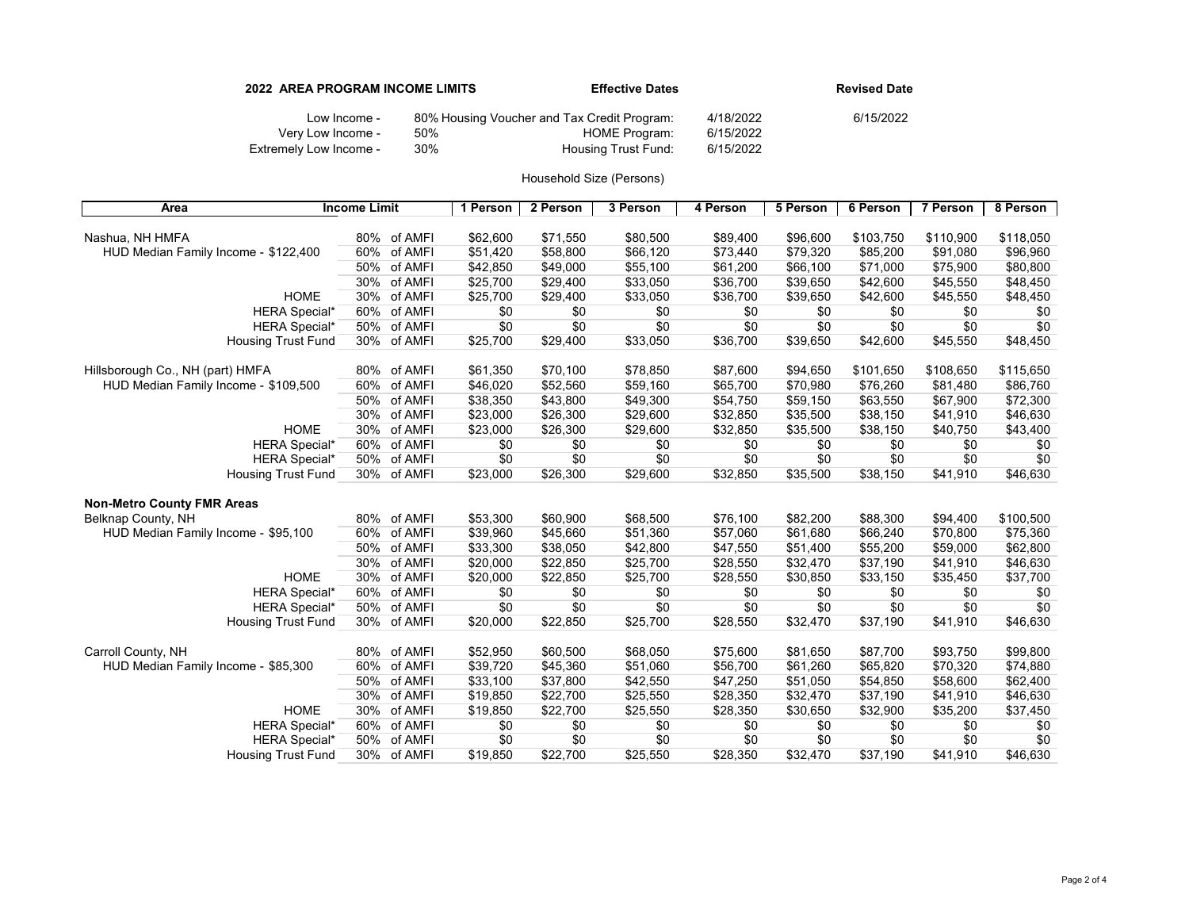**2022 AREA PROGRAM INCOME LIMITS** | **Effective Dates** | **Revised Date**

| | | | | |
|---|---|---|---|---|
| Low Income - | 80% Housing Voucher and Tax Credit Program: | | 4/18/2022 | 6/15/2022 |
| Very Low Income - | 50% | HOME Program: | 6/15/2022 | |
| Extremely Low Income - | 30% | Housing Trust Fund: | 6/15/2022 | |

Household Size (Persons)

| Area | Income Limit | | 1 Person | 2 Person | 3 Person | 4 Person | 5 Person | 6 Person | 7 Person | 8 Person |
|---|---|---|---|---|---|---|---|---|---|---|
| Nashua, NH HMFA | 80% | of AMFI | $62,600 | $71,550 | $80,500 | $89,400 | $96,600 | $103,750 | $110,900 | $118,050 |
| HUD Median Family Income - $122,400 | 60% | of AMFI | $51,420 | $58,800 | $66,120 | $73,440 | $79,320 | $85,200 | $91,080 | $96,960 |
| | 50% | of AMFI | $42,850 | $49,000 | $55,100 | $61,200 | $66,100 | $71,000 | $75,900 | $80,800 |
| | 30% | of AMFI | $25,700 | $29,400 | $33,050 | $36,700 | $39,650 | $42,600 | $45,550 | $48,450 |
| HOME | 30% | of AMFI | $25,700 | $29,400 | $33,050 | $36,700 | $39,650 | $42,600 | $45,550 | $48,450 |
| HERA Special* | 60% | of AMFI | $0 | $0 | $0 | $0 | $0 | $0 | $0 | $0 |
| HERA Special* | 50% | of AMFI | $0 | $0 | $0 | $0 | $0 | $0 | $0 | $0 |
| Housing Trust Fund | 30% | of AMFI | $25,700 | $29,400 | $33,050 | $36,700 | $39,650 | $42,600 | $45,550 | $48,450 |
| Hillsborough Co., NH (part) HMFA | 80% | of AMFI | $61,350 | $70,100 | $78,850 | $87,600 | $94,650 | $101,650 | $108,650 | $115,650 |
| HUD Median Family Income - $109,500 | 60% | of AMFI | $46,020 | $52,560 | $59,160 | $65,700 | $70,980 | $76,260 | $81,480 | $86,760 |
| | 50% | of AMFI | $38,350 | $43,800 | $49,300 | $54,750 | $59,150 | $63,550 | $67,900 | $72,300 |
| | 30% | of AMFI | $23,000 | $26,300 | $29,600 | $32,850 | $35,500 | $38,150 | $41,910 | $46,630 |
| HOME | 30% | of AMFI | $23,000 | $26,300 | $29,600 | $32,850 | $35,500 | $38,150 | $40,750 | $43,400 |
| HERA Special* | 60% | of AMFI | $0 | $0 | $0 | $0 | $0 | $0 | $0 | $0 |
| HERA Special* | 50% | of AMFI | $0 | $0 | $0 | $0 | $0 | $0 | $0 | $0 |
| Housing Trust Fund | 30% | of AMFI | $23,000 | $26,300 | $29,600 | $32,850 | $35,500 | $38,150 | $41,910 | $46,630 |
| **Non-Metro County FMR Areas** | | | | | | | | | | |
| Belknap County, NH | 80% | of AMFI | $53,300 | $60,900 | $68,500 | $76,100 | $82,200 | $88,300 | $94,400 | $100,500 |
| HUD Median Family Income - $95,100 | 60% | of AMFI | $39,960 | $45,660 | $51,360 | $57,060 | $61,680 | $66,240 | $70,800 | $75,360 |
| | 50% | of AMFI | $33,300 | $38,050 | $42,800 | $47,550 | $51,400 | $55,200 | $59,000 | $62,800 |
| | 30% | of AMFI | $20,000 | $22,850 | $25,700 | $28,550 | $32,470 | $37,190 | $41,910 | $46,630 |
| HOME | 30% | of AMFI | $20,000 | $22,850 | $25,700 | $28,550 | $30,850 | $33,150 | $35,450 | $37,700 |
| HERA Special* | 60% | of AMFI | $0 | $0 | $0 | $0 | $0 | $0 | $0 | $0 |
| HERA Special* | 50% | of AMFI | $0 | $0 | $0 | $0 | $0 | $0 | $0 | $0 |
| Housing Trust Fund | 30% | of AMFI | $20,000 | $22,850 | $25,700 | $28,550 | $32,470 | $37,190 | $41,910 | $46,630 |
| Carroll County, NH | 80% | of AMFI | $52,950 | $60,500 | $68,050 | $75,600 | $81,650 | $87,700 | $93,750 | $99,800 |
| HUD Median Family Income - $85,300 | 60% | of AMFI | $39,720 | $45,360 | $51,060 | $56,700 | $61,260 | $65,820 | $70,320 | $74,880 |
| | 50% | of AMFI | $33,100 | $37,800 | $42,550 | $47,250 | $51,050 | $54,850 | $58,600 | $62,400 |
| | 30% | of AMFI | $19,850 | $22,700 | $25,550 | $28,350 | $32,470 | $37,190 | $41,910 | $46,630 |
| HOME | 30% | of AMFI | $19,850 | $22,700 | $25,550 | $28,350 | $30,650 | $32,900 | $35,200 | $37,450 |
| HERA Special* | 60% | of AMFI | $0 | $0 | $0 | $0 | $0 | $0 | $0 | $0 |
| HERA Special* | 50% | of AMFI | $0 | $0 | $0 | $0 | $0 | $0 | $0 | $0 |
| Housing Trust Fund | 30% | of AMFI | $19,850 | $22,700 | $25,550 | $28,350 | $32,470 | $37,190 | $41,910 | $46,630 |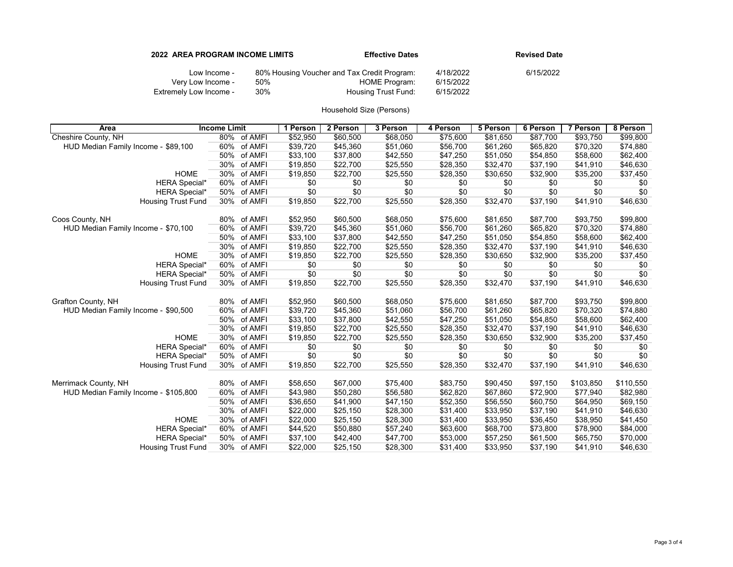**2022 AREA PROGRAM INCOME LIMITS** | **Effective Dates** | **Revised Date**

| | | | | |
|---|---|---|---|---|
| Low Income - | 80% | Housing Voucher and Tax Credit Program: | 4/18/2022 | 6/15/2022 |
| Very Low Income - | 50% | HOME Program: | 6/15/2022 | |
| Extremely Low Income - | 30% | Housing Trust Fund: | 6/15/2022 | |

Household Size (Persons)

| Area | Income Limit | 1 Person | 2 Person | 3 Person | 4 Person | 5 Person | 6 Person | 7 Person | 8 Person |
|---|---|---|---|---|---|---|---|---|---|
| Cheshire County, NH | 80% of AMFI | $52,950 | $60,500 | $68,050 | $75,600 | $81,650 | $87,700 | $93,750 | $99,800 |
| HUD Median Family Income - $89,100 | 60% of AMFI | $39,720 | $45,360 | $51,060 | $56,700 | $61,260 | $65,820 | $70,320 | $74,880 |
| | 50% of AMFI | $33,100 | $37,800 | $42,550 | $47,250 | $51,050 | $54,850 | $58,600 | $62,400 |
| | 30% of AMFI | $19,850 | $22,700 | $25,550 | $28,350 | $32,470 | $37,190 | $41,910 | $46,630 |
| HOME | 30% of AMFI | $19,850 | $22,700 | $25,550 | $28,350 | $30,650 | $32,900 | $35,200 | $37,450 |
| HERA Special* | 60% of AMFI | $0 | $0 | $0 | $0 | $0 | $0 | $0 | $0 |
| HERA Special* | 50% of AMFI | $0 | $0 | $0 | $0 | $0 | $0 | $0 | $0 |
| Housing Trust Fund | 30% of AMFI | $19,850 | $22,700 | $25,550 | $28,350 | $32,470 | $37,190 | $41,910 | $46,630 |
| Coos County, NH | 80% of AMFI | $52,950 | $60,500 | $68,050 | $75,600 | $81,650 | $87,700 | $93,750 | $99,800 |
| HUD Median Family Income - $70,100 | 60% of AMFI | $39,720 | $45,360 | $51,060 | $56,700 | $61,260 | $65,820 | $70,320 | $74,880 |
| | 50% of AMFI | $33,100 | $37,800 | $42,550 | $47,250 | $51,050 | $54,850 | $58,600 | $62,400 |
| | 30% of AMFI | $19,850 | $22,700 | $25,550 | $28,350 | $32,470 | $37,190 | $41,910 | $46,630 |
| HOME | 30% of AMFI | $19,850 | $22,700 | $25,550 | $28,350 | $30,650 | $32,900 | $35,200 | $37,450 |
| HERA Special* | 60% of AMFI | $0 | $0 | $0 | $0 | $0 | $0 | $0 | $0 |
| HERA Special* | 50% of AMFI | $0 | $0 | $0 | $0 | $0 | $0 | $0 | $0 |
| Housing Trust Fund | 30% of AMFI | $19,850 | $22,700 | $25,550 | $28,350 | $32,470 | $37,190 | $41,910 | $46,630 |
| Grafton County, NH | 80% of AMFI | $52,950 | $60,500 | $68,050 | $75,600 | $81,650 | $87,700 | $93,750 | $99,800 |
| HUD Median Family Income - $90,500 | 60% of AMFI | $39,720 | $45,360 | $51,060 | $56,700 | $61,260 | $65,820 | $70,320 | $74,880 |
| | 50% of AMFI | $33,100 | $37,800 | $42,550 | $47,250 | $51,050 | $54,850 | $58,600 | $62,400 |
| | 30% of AMFI | $19,850 | $22,700 | $25,550 | $28,350 | $32,470 | $37,190 | $41,910 | $46,630 |
| HOME | 30% of AMFI | $19,850 | $22,700 | $25,550 | $28,350 | $30,650 | $32,900 | $35,200 | $37,450 |
| HERA Special* | 60% of AMFI | $0 | $0 | $0 | $0 | $0 | $0 | $0 | $0 |
| HERA Special* | 50% of AMFI | $0 | $0 | $0 | $0 | $0 | $0 | $0 | $0 |
| Housing Trust Fund | 30% of AMFI | $19,850 | $22,700 | $25,550 | $28,350 | $32,470 | $37,190 | $41,910 | $46,630 |
| Merrimack County, NH | 80% of AMFI | $58,650 | $67,000 | $75,400 | $83,750 | $90,450 | $97,150 | $103,850 | $110,550 |
| HUD Median Family Income - $105,800 | 60% of AMFI | $43,980 | $50,280 | $56,580 | $62,820 | $67,860 | $72,900 | $77,940 | $82,980 |
| | 50% of AMFI | $36,650 | $41,900 | $47,150 | $52,350 | $56,550 | $60,750 | $64,950 | $69,150 |
| | 30% of AMFI | $22,000 | $25,150 | $28,300 | $31,400 | $33,950 | $37,190 | $41,910 | $46,630 |
| HOME | 30% of AMFI | $22,000 | $25,150 | $28,300 | $31,400 | $33,950 | $36,450 | $38,950 | $41,450 |
| HERA Special* | 60% of AMFI | $44,520 | $50,880 | $57,240 | $63,600 | $68,700 | $73,800 | $78,900 | $84,000 |
| HERA Special* | 50% of AMFI | $37,100 | $42,400 | $47,700 | $53,000 | $57,250 | $61,500 | $65,750 | $70,000 |
| Housing Trust Fund | 30% of AMFI | $22,000 | $25,150 | $28,300 | $31,400 | $33,950 | $37,190 | $41,910 | $46,630 |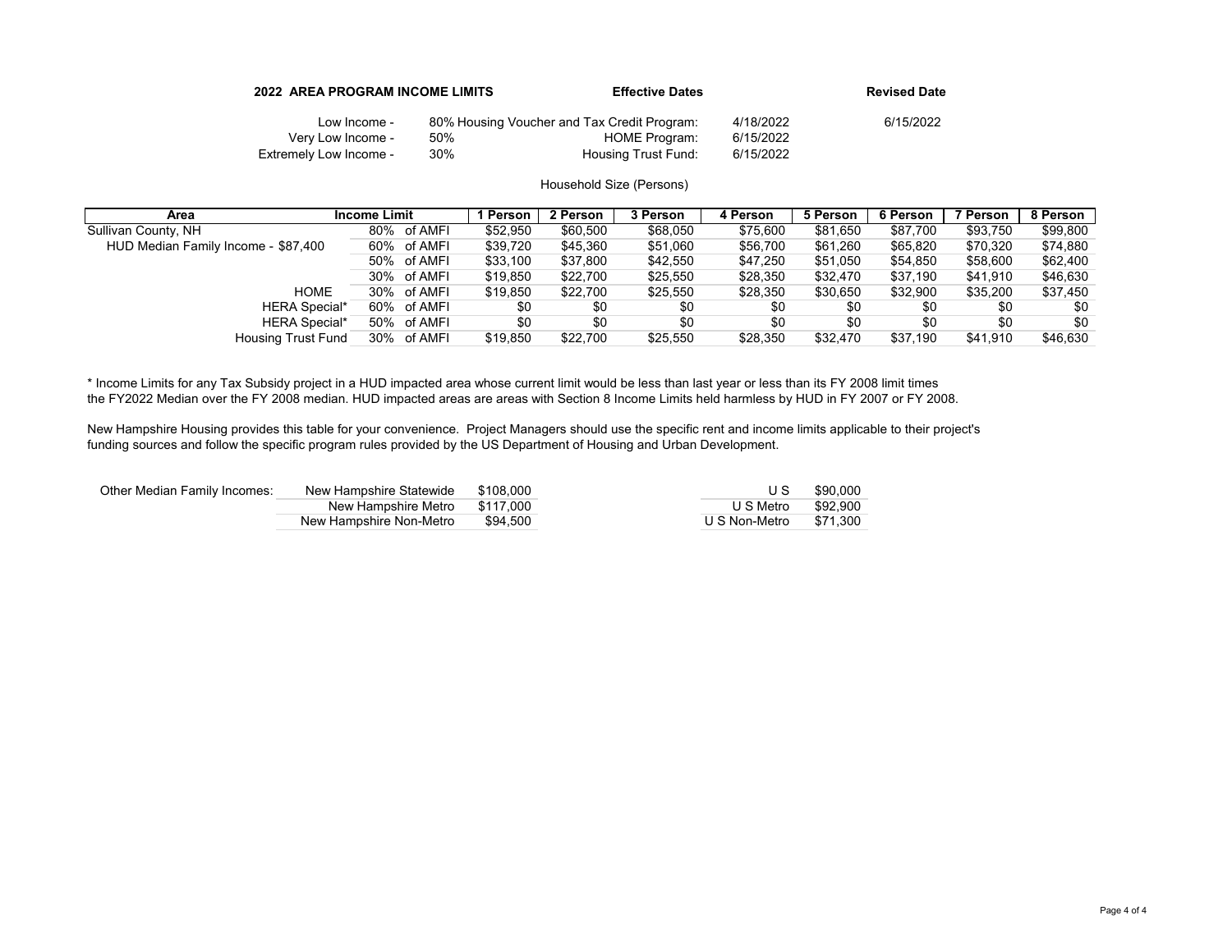**2022 AREA PROGRAM INCOME LIMITS** | **Effective Dates** | **Revised Date**

| | | | | |
|---|---|---|---|---|
| Low Income - | 80% | Housing Voucher and Tax Credit Program: | 4/18/2022 | 6/15/2022 |
| Very Low Income - | 50% | HOME Program: | 6/15/2022 | |
| Extremely Low Income - | 30% | Housing Trust Fund: | 6/15/2022 | |

Household Size (Persons)

| Area | Income Limit | 1 Person | 2 Person | 3 Person | 4 Person | 5 Person | 6 Person | 7 Person | 8 Person |
|---|---|---|---|---|---|---|---|---|---|
| Sullivan County, NH | 80% of AMFI | $52,950 | $60,500 | $68,050 | $75,600 | $81,650 | $87,700 | $93,750 | $99,800 |
| HUD Median Family Income - $87,400 | 60% of AMFI | $39,720 | $45,360 | $51,060 | $56,700 | $61,260 | $65,820 | $70,320 | $74,880 |
| | 50% of AMFI | $33,100 | $37,800 | $42,550 | $47,250 | $51,050 | $54,850 | $58,600 | $62,400 |
| | 30% of AMFI | $19,850 | $22,700 | $25,550 | $28,350 | $32,470 | $37,190 | $41,910 | $46,630 |
| HOME | 30% of AMFI | $19,850 | $22,700 | $25,550 | $28,350 | $30,650 | $32,900 | $35,200 | $37,450 |
| HERA Special* | 60% of AMFI | $0 | $0 | $0 | $0 | $0 | $0 | $0 | $0 |
| HERA Special* | 50% of AMFI | $0 | $0 | $0 | $0 | $0 | $0 | $0 | $0 |
| Housing Trust Fund | 30% of AMFI | $19,850 | $22,700 | $25,550 | $28,350 | $32,470 | $37,190 | $41,910 | $46,630 |

* Income Limits for any Tax Subsidy project in a HUD impacted area whose current limit would be less than last year or less than its FY 2008 limit times the FY2022 Median over the FY 2008 median. HUD impacted areas are areas with Section 8 Income Limits held harmless by HUD in FY 2007 or FY 2008.

New Hampshire Housing provides this table for your convenience. Project Managers should use the specific rent and income limits applicable to their project's funding sources and follow the specific program rules provided by the US Department of Housing and Urban Development.

| Other Median Family Incomes: | | | | |
|---|---|---|---|---|
| New Hampshire Statewide | $108,000 | | U S | $90,000 |
| New Hampshire Metro | $117,000 | | U S Metro | $92,900 |
| New Hampshire Non-Metro | $94,500 | | U S Non-Metro | $71,300 |